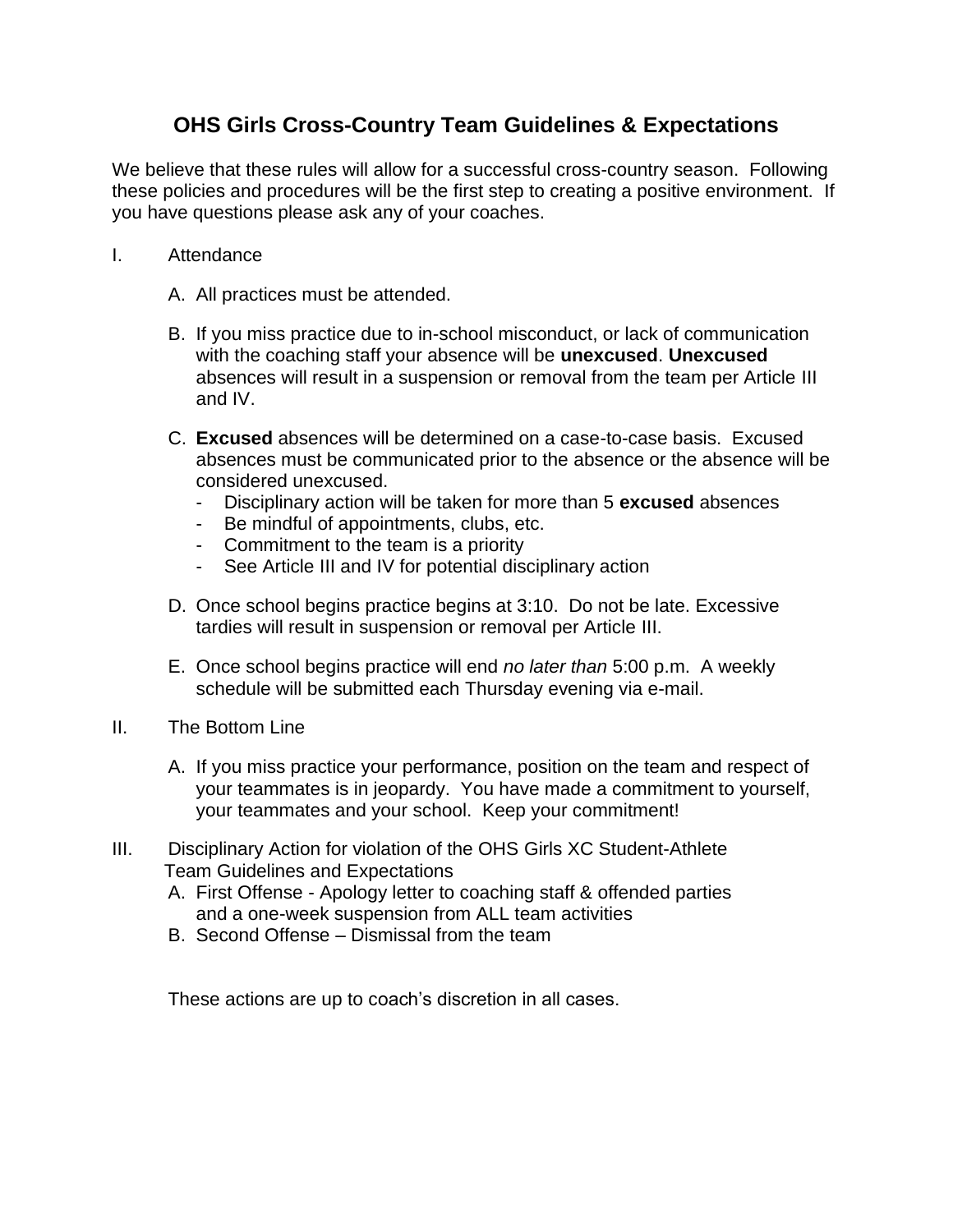# OHS Girls Cross-Country Team Guidelines & Expectations

We believe that these rules will allow for a successful cross-country season. Following these policies and procedures will be the first step to creating a positive environment. If you have questions please ask any of your coaches.

I. Attendance

A. All practices must be attended.

B. If you miss practice due to in-school misconduct, or lack of communication with the coaching staff your absence will be **unexcused**. **Unexcused** absences will result in a suspension or removal from the team per Article III and IV.

C. **Excused** absences will be determined on a case-to-case basis. Excused absences must be communicated prior to the absence or the absence will be considered unexcused.
- Disciplinary action will be taken for more than 5 **excused** absences
- Be mindful of appointments, clubs, etc.
- Commitment to the team is a priority
- See Article III and IV for potential disciplinary action

D. Once school begins practice begins at 3:10. Do not be late. Excessive tardies will result in suspension or removal per Article III.

E. Once school begins practice will end *no later than* 5:00 p.m. A weekly schedule will be submitted each Thursday evening via e-mail.

II. The Bottom Line

A. If you miss practice your performance, position on the team and respect of your teammates is in jeopardy. You have made a commitment to yourself, your teammates and your school. Keep your commitment!

III. Disciplinary Action for violation of the OHS Girls XC Student-Athlete Team Guidelines and Expectations

A. First Offense - Apology letter to coaching staff & offended parties and a one-week suspension from ALL team activities

B. Second Offense – Dismissal from the team

These actions are up to coach's discretion in all cases.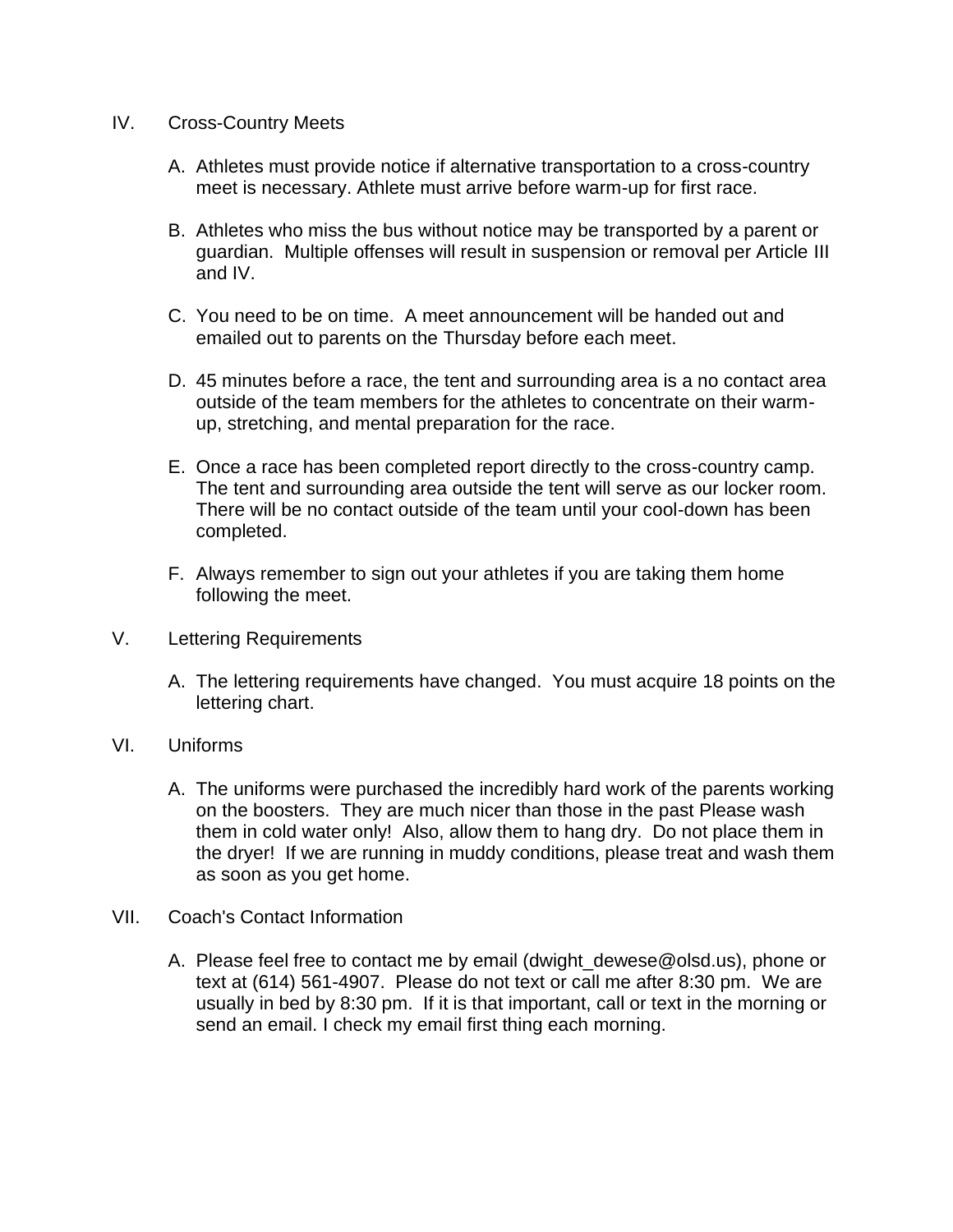IV. Cross-Country Meets

A. Athletes must provide notice if alternative transportation to a cross-country meet is necessary. Athlete must arrive before warm-up for first race.

B. Athletes who miss the bus without notice may be transported by a parent or guardian. Multiple offenses will result in suspension or removal per Article III and IV.

C. You need to be on time. A meet announcement will be handed out and emailed out to parents on the Thursday before each meet.

D. 45 minutes before a race, the tent and surrounding area is a no contact area outside of the team members for the athletes to concentrate on their warm-up, stretching, and mental preparation for the race.

E. Once a race has been completed report directly to the cross-country camp. The tent and surrounding area outside the tent will serve as our locker room. There will be no contact outside of the team until your cool-down has been completed.

F. Always remember to sign out your athletes if you are taking them home following the meet.

V. Lettering Requirements

A. The lettering requirements have changed. You must acquire 18 points on the lettering chart.

VI. Uniforms

A. The uniforms were purchased the incredibly hard work of the parents working on the boosters. They are much nicer than those in the past Please wash them in cold water only! Also, allow them to hang dry. Do not place them in the dryer! If we are running in muddy conditions, please treat and wash them as soon as you get home.

VII. Coach's Contact Information

A. Please feel free to contact me by email (dwight_dewese@olsd.us), phone or text at (614) 561-4907. Please do not text or call me after 8:30 pm. We are usually in bed by 8:30 pm. If it is that important, call or text in the morning or send an email. I check my email first thing each morning.